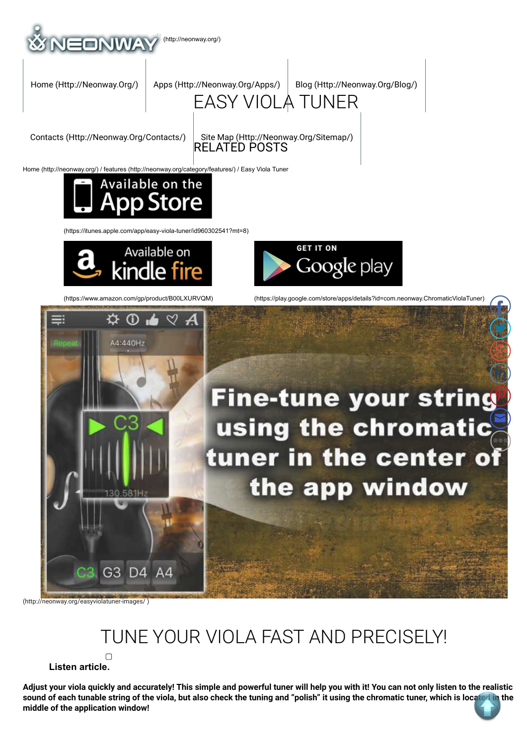(http://neonway.org/)

Home (Http://Neonway.Org/) | Apps (Http://Neonway.Org/Apps/) | Blog (Http://Neonway.Org/Blog/) | Contacts (Http://Neonway.Org/Contacts/) | Site Map (Http://Neonway.Org/Sitemap/)

# EASY VIOLA TUNER

## RELATED POSTS

Home (http://neonway.org/) / features (http://neonway.org/category/features/) / Easy Viola Tuner

(https://itunes.apple.com/app/easy-viola-tuner/id960302541?mt=8)

(https://www.amazon.com/gp/product/B00LXURVQM)

(https://play.google.com/store/apps/details?id=com.neonway.ChromaticViolaTuner)

(http://neonway.org/easyviolatuner-images/ )

# TUNE YOUR VIOLA FAST AND PRECISELY!

**Listen article.**

**Adjust your viola quickly and accurately! This simple and powerful tuner will help you with it! You can not only listen to the realistic sound of each tunable string of the viola, but also check the tuning and "polish" it using the chromatic tuner, which is located in the middle of the application window!**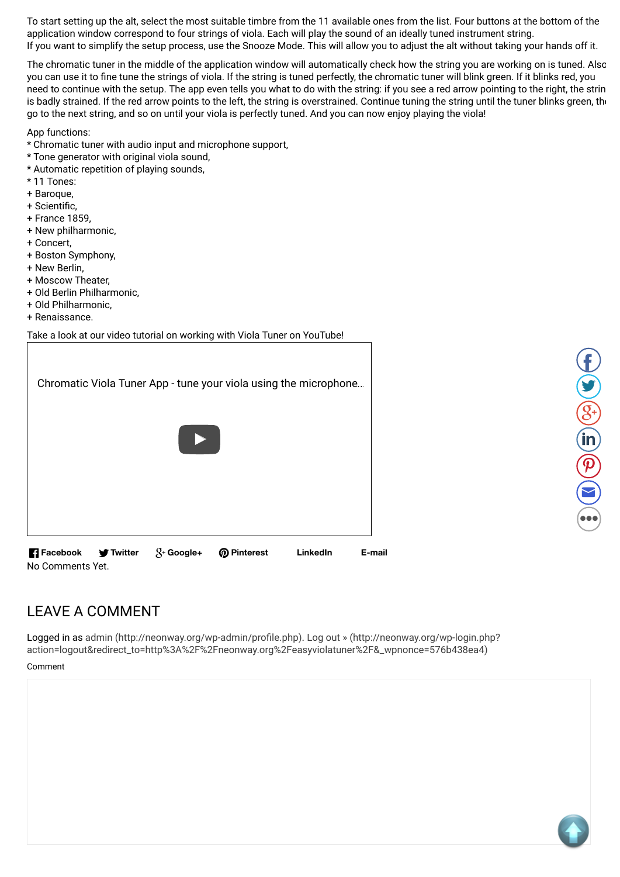To start setting up the alt, select the most suitable timbre from the 11 available ones from the list. Four buttons at the bottom of the application window correspond to four strings of viola. Each will play the sound of an ideally tuned instrument string.
If you want to simplify the setup process, use the Snooze Mode. This will allow you to adjust the alt without taking your hands off it.

The chromatic tuner in the middle of the application window will automatically check how the string you are working on is tuned. Also you can use it to fine tune the strings of viola. If the string is tuned perfectly, the chromatic tuner will blink green. If it blinks red, you need to continue with the setup. The app even tells you what to do with the string: if you see a red arrow pointing to the right, the string is badly strained. If the red arrow points to the left, the string is overstrained. Continue tuning the string until the tuner blinks green, then go to the next string, and so on until your viola is perfectly tuned. And you can now enjoy playing the viola!

App functions:
* Chromatic tuner with audio input and microphone support,
* Tone generator with original viola sound,
* Automatic repetition of playing sounds,
* 11 Tones:
+ Baroque,
+ Scientific,
+ France 1859,
+ New philharmonic,
+ Concert,
+ Boston Symphony,
+ New Berlin,
+ Moscow Theater,
+ Old Berlin Philharmonic,
+ Old Philharmonic,
+ Renaissance.

Take a look at our video tutorial on working with Viola Tuner on YouTube!

Chromatic Viola Tuner App - tune your viola using the microphone...

Facebook Twitter Google+ Pinterest LinkedIn E-mail

No Comments Yet.

## LEAVE A COMMENT

Logged in as admin (http://neonway.org/wp-admin/profile.php). Log out » (http://neonway.org/wp-login.php?action=logout&redirect_to=http%3A%2F%2Fneonway.org%2Feasyviolatuner%2F&_wpnonce=576b438ea4)

Comment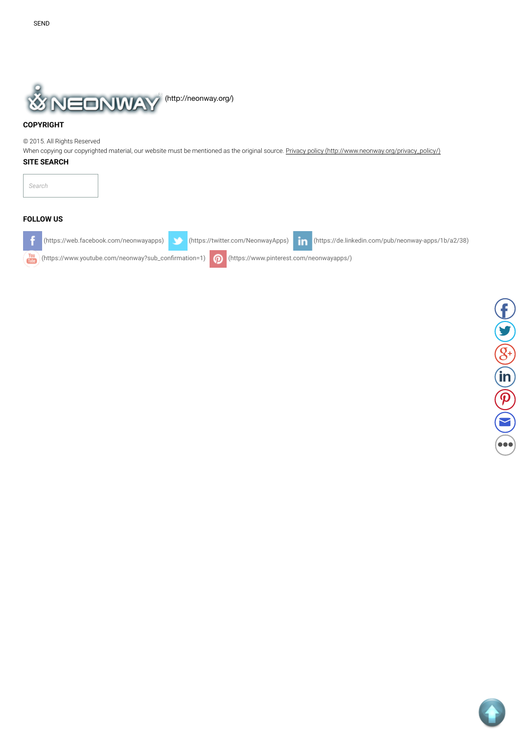SEND

NEONWAY (http://neonway.org/)

**COPYRIGHT**

© 2015. All Rights Reserved

When copying our copyrighted material, our website must be mentioned as the original source. Privacy policy (http://www.neonway.org/privacy_policy/)

**SITE SEARCH**

Search

**FOLLOW US**

(https://web.facebook.com/neonwayapps) (https://twitter.com/NeonwayApps) (https://de.linkedin.com/pub/neonway-apps/1b/a2/38) (https://www.youtube.com/neonway?sub_confirmation=1) (https://www.pinterest.com/neonwayapps/)